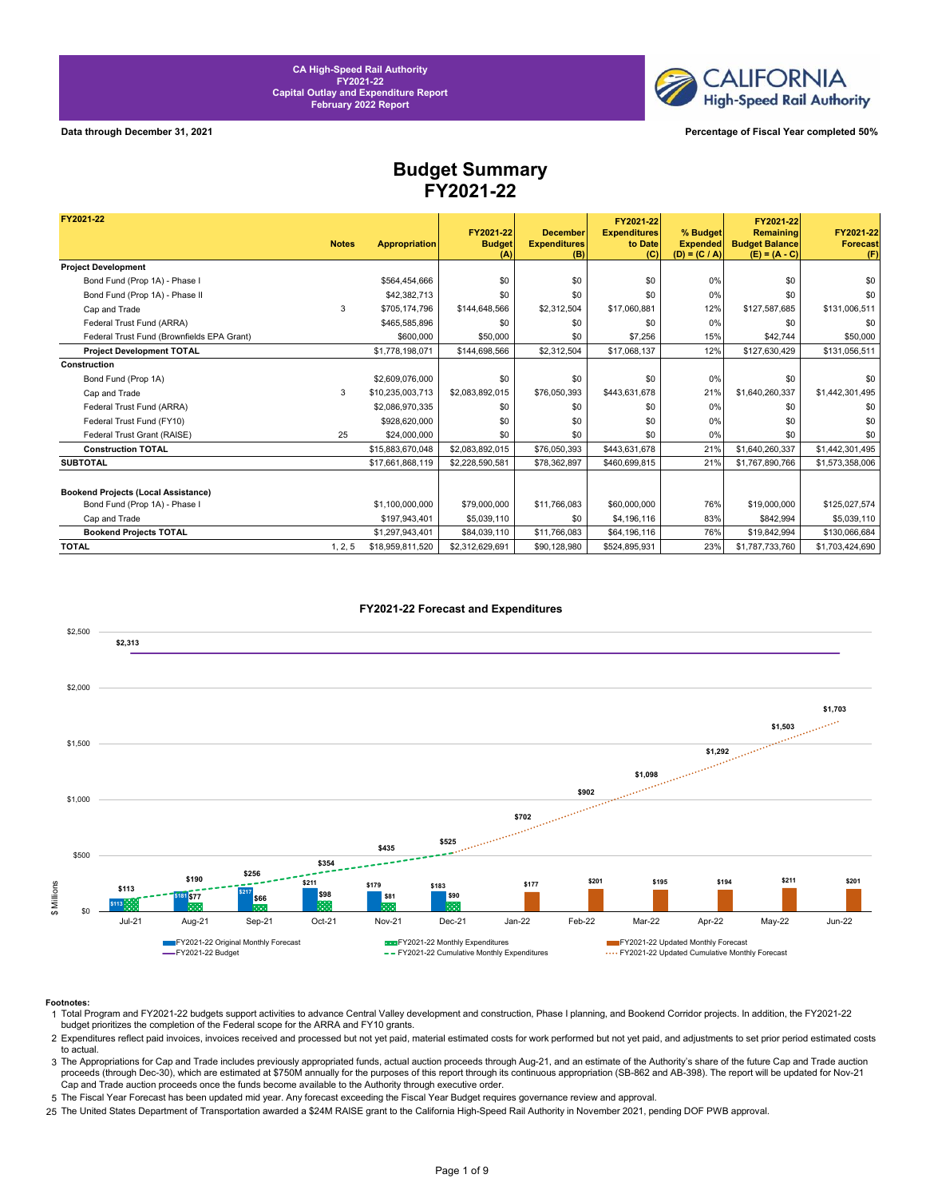CA High-Speed Rail Authority
FY2021-22
Capital Outlay and Expenditure Report
February 2022 Report

**Data through December 31, 2021** | **Percentage of Fiscal Year completed 50%**

# Budget Summary
# FY2021-22

| FY2021-22 | Notes | Appropriation | FY2021-22 Budget (A) | December Expenditures (B) | FY2021-22 Expenditures to Date (C) | % Budget Expended (D) = (C / A) | FY2021-22 Remaining Budget Balance (E) = (A - C) | FY2021-22 Forecast (F) |
|---|---|---|---|---|---|---|---|---|
| **Project Development** | | | | | | | | |
| Bond Fund (Prop 1A) - Phase I | | $564,454,666 | $0 | $0 | $0 | 0% | $0 | $0 |
| Bond Fund (Prop 1A) - Phase II | | $42,382,713 | $0 | $0 | $0 | 0% | $0 | $0 |
| Cap and Trade | 3 | $705,174,796 | $144,648,566 | $2,312,504 | $17,060,881 | 12% | $127,587,685 | $131,006,511 |
| Federal Trust Fund (ARRA) | | $465,585,896 | $0 | $0 | $0 | 0% | $0 | $0 |
| Federal Trust Fund (Brownfields EPA Grant) | | $600,000 | $50,000 | $0 | $7,256 | 15% | $42,744 | $50,000 |
| **Project Development TOTAL** | | $1,778,198,071 | $144,698,566 | $2,312,504 | $17,068,137 | 12% | $127,630,429 | $131,056,511 |
| **Construction** | | | | | | | | |
| Bond Fund (Prop 1A) | | $2,609,076,000 | $0 | $0 | $0 | 0% | $0 | $0 |
| Cap and Trade | 3 | $10,235,003,713 | $2,083,892,015 | $76,050,393 | $443,631,678 | 21% | $1,640,260,337 | $1,442,301,495 |
| Federal Trust Fund (ARRA) | | $2,086,970,335 | $0 | $0 | $0 | 0% | $0 | $0 |
| Federal Trust Fund (FY10) | | $928,620,000 | $0 | $0 | $0 | 0% | $0 | $0 |
| Federal Trust Grant (RAISE) | 25 | $24,000,000 | $0 | $0 | $0 | 0% | $0 | $0 |
| **Construction TOTAL** | | $15,883,670,048 | $2,083,892,015 | $76,050,393 | $443,631,678 | 21% | $1,640,260,337 | $1,442,301,495 |
| **SUBTOTAL** | | $17,661,868,119 | $2,228,590,581 | $78,362,897 | $460,699,815 | 21% | $1,767,890,766 | $1,573,358,006 |
| **Bookend Projects (Local Assistance)** | | | | | | | | |
| Bond Fund (Prop 1A) - Phase I | | $1,100,000,000 | $79,000,000 | $11,766,083 | $60,000,000 | 76% | $19,000,000 | $125,027,574 |
| Cap and Trade | | $197,943,401 | $5,039,110 | $0 | $4,196,116 | 83% | $842,994 | $5,039,110 |
| **Bookend Projects TOTAL** | | $1,297,943,401 | $84,039,110 | $11,766,083 | $64,196,116 | 76% | $19,842,994 | $130,066,684 |
| **TOTAL** | 1, 2, 5 | $18,959,811,520 | $2,312,629,691 | $90,128,980 | $524,895,931 | 23% | $1,787,733,760 | $1,703,424,690 |

**FY2021-22 Forecast and Expenditures**

$ Millions

$2,500
$2,000
$1,500
$1,000
$500
$0

$2,313

Jul-21: $113, $113
Aug-21: $190, $181, $77
Sep-21: $256, $217, $66
Oct-21: $354, $211, $98
Nov-21: $435, $179, $81
Dec-21: $525, $183, $90
Jan-22: $702, $177
Feb-22: $902, $201
Mar-22: $1,098, $195
Apr-22: $1,292, $194
May-22: $1,503, $211
Jun-22: $1,703, $201

FY2021-22 Original Monthly Forecast
FY2021-22 Budget
FY2021-22 Monthly Expenditures
FY2021-22 Cumulative Monthly Expenditures
FY2021-22 Updated Monthly Forecast
FY2021-22 Updated Cumulative Monthly Forecast

**Footnotes:**

1 Total Program and FY2021-22 budgets support activities to advance Central Valley development and construction, Phase I planning, and Bookend Corridor projects. In addition, the FY2021-22 budget prioritizes the completion of the Federal scope for the ARRA and FY10 grants.

2 Expenditures reflect paid invoices, invoices received and processed but not yet paid, material estimated costs for work performed but not yet paid, and adjustments to set prior period estimated costs to actual.

3 The Appropriations for Cap and Trade includes previously appropriated funds, actual auction proceeds through Aug-21, and an estimate of the Authority's share of the future Cap and Trade auction proceeds (through Dec-30), which are estimated at $750M annually for the purposes of this report through its continuous appropriation (SB-862 and AB-398). The report will be updated for Nov-21 Cap and Trade auction proceeds once the funds become available to the Authority through executive order.

5 The Fiscal Year Forecast has been updated mid year. Any forecast exceeding the Fiscal Year Budget requires governance review and approval.

25 The United States Department of Transportation awarded a $24M RAISE grant to the California High-Speed Rail Authority in November 2021, pending DOF PWB approval.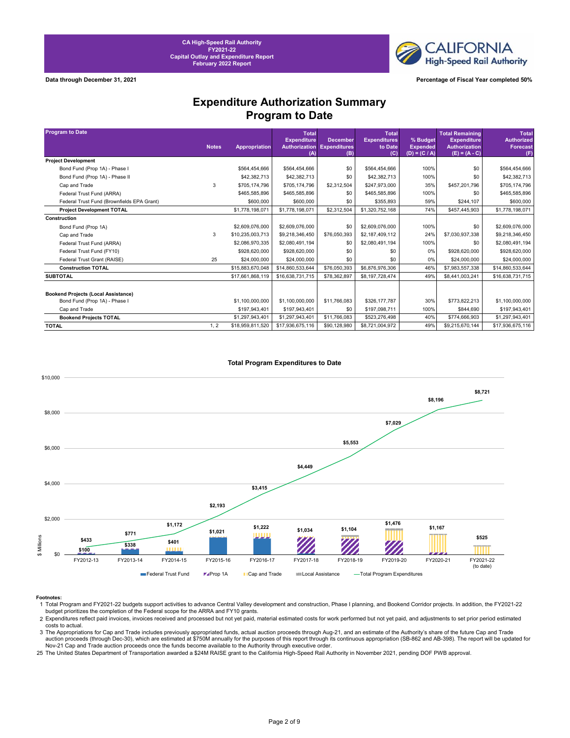CA High-Speed Rail Authority
FY2021-22
Capital Outlay and Expenditure Report
February 2022 Report

CALIFORNIA High-Speed Rail Authority

Data through December 31, 2021

Percentage of Fiscal Year completed 50%

# Expenditure Authorization Summary
## Program to Date

| Program to Date | Notes | Appropriation | Total Expenditure Authorization (A) | December Expenditures (B) | Total Expenditures to Date (C) | % Budget Expended (D) = (C / A) | Total Remaining Expenditure Authorization (E) = (A - C) | Total Authorized Forecast (F) |
|---|---|---|---|---|---|---|---|---|
| **Project Development** | | | | | | | | |
| Bond Fund (Prop 1A) - Phase I | | $564,454,666 | $564,454,666 | $0 | $564,454,666 | 100% | $0 | $564,454,666 |
| Bond Fund (Prop 1A) - Phase II | | $42,382,713 | $42,382,713 | $0 | $42,382,713 | 100% | $0 | $42,382,713 |
| Cap and Trade | 3 | $705,174,796 | $705,174,796 | $2,312,504 | $247,973,000 | 35% | $457,201,796 | $705,174,796 |
| Federal Trust Fund (ARRA) | | $465,585,896 | $465,585,896 | $0 | $465,585,896 | 100% | $0 | $465,585,896 |
| Federal Trust Fund (Brownfields EPA Grant) | | $600,000 | $600,000 | $0 | $355,893 | 59% | $244,107 | $600,000 |
| **Project Development TOTAL** | | $1,778,198,071 | $1,778,198,071 | $2,312,504 | $1,320,752,168 | 74% | $457,445,903 | $1,778,198,071 |
| **Construction** | | | | | | | | |
| Bond Fund (Prop 1A) | | $2,609,076,000 | $2,609,076,000 | $0 | $2,609,076,000 | 100% | $0 | $2,609,076,000 |
| Cap and Trade | 3 | $10,235,003,713 | $9,218,346,450 | $76,050,393 | $2,187,409,112 | 24% | $7,030,937,338 | $9,218,346,450 |
| Federal Trust Fund (ARRA) | | $2,086,970,335 | $2,080,491,194 | $0 | $2,080,491,194 | 100% | $0 | $2,080,491,194 |
| Federal Trust Fund (FY10) | | $928,620,000 | $928,620,000 | $0 | $0 | 0% | $928,620,000 | $928,620,000 |
| Federal Trust Grant (RAISE) | 25 | $24,000,000 | $24,000,000 | $0 | $0 | 0% | $24,000,000 | $24,000,000 |
| **Construction TOTAL** | | $15,883,670,048 | $14,860,533,644 | $76,050,393 | $6,876,976,306 | 46% | $7,983,557,338 | $14,860,533,644 |
| **SUBTOTAL** | | $17,661,868,119 | $16,638,731,715 | $78,362,897 | $8,197,728,474 | 49% | $8,441,003,241 | $16,638,731,715 |
| **Bookend Projects (Local Assistance)** | | | | | | | | |
| Bond Fund (Prop 1A) - Phase I | | $1,100,000,000 | $1,100,000,000 | $11,766,083 | $326,177,787 | 30% | $773,822,213 | $1,100,000,000 |
| Cap and Trade | | $197,943,401 | $197,943,401 | $0 | $197,098,711 | 100% | $844,690 | $197,943,401 |
| **Bookend Projects TOTAL** | | $1,297,943,401 | $1,297,943,401 | $11,766,083 | $523,276,498 | 40% | $774,666,903 | $1,297,943,401 |
| **TOTAL** | 1, 2 | $18,959,811,520 | $17,936,675,116 | $90,128,980 | $8,721,004,972 | 49% | $9,215,670,144 | $17,936,675,116 |

**Total Program Expenditures to Date**

$ Millions

$10,000
$8,000
$6,000
$4,000
$2,000
$0

FY2012-13: $100, $433
FY2013-14: $338, $771
FY2014-15: $401, $1,172
FY2015-16: $1,021, $2,193
FY2016-17: $1,222, $3,415
FY2017-18: $1,034, $4,449
FY2018-19: $1,104, $5,553
FY2019-20: $1,476, $7,029
FY2020-21: $1,167, $8,196
FY2021-22 (to date): $525, $8,721

Federal Trust Fund | Prop 1A | Cap and Trade | Local Assistance | Total Program Expenditures

**Footnotes:**

1 Total Program and FY2021-22 budgets support activities to advance Central Valley development and construction, Phase I planning, and Bookend Corridor projects. In addition, the FY2021-22 budget prioritizes the completion of the Federal scope for the ARRA and FY10 grants.

2 Expenditures reflect paid invoices, invoices received and processed but not yet paid, material estimated costs for work performed but not yet paid, and adjustments to set prior period estimated costs to actual.

3 The Appropriations for Cap and Trade includes previously appropriated funds, actual auction proceeds through Aug-21, and an estimate of the Authority's share of the future Cap and Trade auction proceeds (through Dec-30), which are estimated at $750M annually for the purposes of this report through its continuous appropriation (SB-862 and AB-398). The report will be updated for Nov-21 Cap and Trade auction proceeds once the funds become available to the Authority through executive order.

25 The United States Department of Transportation awarded a $24M RAISE grant to the California High-Speed Rail Authority in November 2021, pending DOF PWB approval.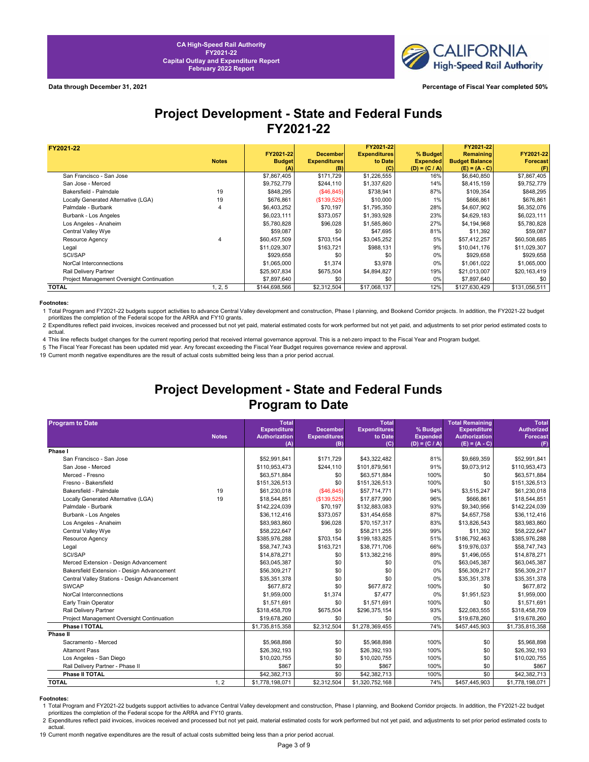**CA High-Speed Rail Authority**
**FY2021-22**
**Capital Outlay and Expenditure Report**
**February 2022 Report**

**Data through December 31, 2021**

**Percentage of Fiscal Year completed 50%**

# Project Development - State and Federal Funds FY2021-22

| FY2021-22 | Notes | FY2021-22 Budget (A) | December Expenditures (B) | FY2021-22 Expenditures to Date (C) | % Budget Expended (D) = (C / A) | FY2021-22 Remaining Budget Balance (E) = (A - C) | FY2021-22 Forecast (F) |
|---|---|---|---|---|---|---|---|
| San Francisco - San Jose | | $7,867,405 | $171,729 | $1,226,555 | 16% | $6,640,850 | $7,867,405 |
| San Jose - Merced | | $9,752,779 | $244,110 | $1,337,620 | 14% | $8,415,159 | $9,752,779 |
| Bakersfield - Palmdale | 19 | $848,295 | ($46,845) | $738,941 | 87% | $109,354 | $848,295 |
| Locally Generated Alternative (LGA) | 19 | $676,861 | ($139,525) | $10,000 | 1% | $666,861 | $676,861 |
| Palmdale - Burbank | 4 | $6,403,252 | $70,197 | $1,795,350 | 28% | $4,607,902 | $6,352,076 |
| Burbank - Los Angeles | | $6,023,111 | $373,057 | $1,393,928 | 23% | $4,629,183 | $6,023,111 |
| Los Angeles - Anaheim | | $5,780,828 | $96,028 | $1,585,860 | 27% | $4,194,968 | $5,780,828 |
| Central Valley Wye | | $59,087 | $0 | $47,695 | 81% | $11,392 | $59,087 |
| Resource Agency | 4 | $60,457,509 | $703,154 | $3,045,252 | 5% | $57,412,257 | $60,508,685 |
| Legal | | $11,029,307 | $163,721 | $988,131 | 9% | $10,041,176 | $11,029,307 |
| SCI/SAP | | $929,658 | $0 | $0 | 0% | $929,658 | $929,658 |
| NorCal Interconnections | | $1,065,000 | $1,374 | $3,978 | 0% | $1,061,022 | $1,065,000 |
| Rail Delivery Partner | | $25,907,834 | $675,504 | $4,894,827 | 19% | $21,013,007 | $20,163,419 |
| Project Management Oversight Continuation | | $7,897,640 | $0 | $0 | 0% | $7,897,640 | $0 |
| **TOTAL** | 1, 2, 5 | $144,698,566 | $2,312,504 | $17,068,137 | 12% | $127,630,429 | $131,056,511 |

**Footnotes:**

1 Total Program and FY2021-22 budgets support activities to advance Central Valley development and construction, Phase I planning, and Bookend Corridor projects. In addition, the FY2021-22 budget prioritizes the completion of the Federal scope for the ARRA and FY10 grants.

2 Expenditures reflect paid invoices, invoices received and processed but not yet paid, material estimated costs for work performed but not yet paid, and adjustments to set prior period estimated costs to actual.

4 This line reflects budget changes for the current reporting period that received internal governance approval. This is a net-zero impact to the Fiscal Year and Program budget.

5 The Fiscal Year Forecast has been updated mid year. Any forecast exceeding the Fiscal Year Budget requires governance review and approval.

19 Current month negative expenditures are the result of actual costs submitted being less than a prior period accrual.

# Project Development - State and Federal Funds Program to Date

| Program to Date | Notes | Total Expenditure Authorization (A) | December Expenditures (B) | Total Expenditures to Date (C) | % Budget Expended (D) = (C / A) | Total Remaining Expenditure Authorization (E) = (A - C) | Total Authorized Forecast (F) |
|---|---|---|---|---|---|---|---|
| **Phase I** | | | | | | | |
| San Francisco - San Jose | | $52,991,841 | $171,729 | $43,322,482 | 81% | $9,669,359 | $52,991,841 |
| San Jose - Merced | | $110,953,473 | $244,110 | $101,879,561 | 91% | $9,073,912 | $110,953,473 |
| Merced - Fresno | | $63,571,884 | $0 | $63,571,884 | 100% | $0 | $63,571,884 |
| Fresno - Bakersfield | | $151,326,513 | $0 | $151,326,513 | 100% | $0 | $151,326,513 |
| Bakersfield - Palmdale | 19 | $61,230,018 | ($46,845) | $57,714,771 | 94% | $3,515,247 | $61,230,018 |
| Locally Generated Alternative (LGA) | 19 | $18,544,851 | ($139,525) | $17,877,990 | 96% | $666,861 | $18,544,851 |
| Palmdale - Burbank | | $142,224,039 | $70,197 | $132,883,083 | 93% | $9,340,956 | $142,224,039 |
| Burbank - Los Angeles | | $36,112,416 | $373,057 | $31,454,658 | 87% | $4,657,758 | $36,112,416 |
| Los Angeles - Anaheim | | $83,983,860 | $96,028 | $70,157,317 | 83% | $13,826,543 | $83,983,860 |
| Central Valley Wye | | $58,222,647 | $0 | $58,211,255 | 99% | $11,392 | $58,222,647 |
| Resource Agency | | $385,976,288 | $703,154 | $199,183,825 | 51% | $186,792,463 | $385,976,288 |
| Legal | | $58,747,743 | $163,721 | $38,771,706 | 66% | $19,976,037 | $58,747,743 |
| SCI/SAP | | $14,878,271 | $0 | $13,382,216 | 89% | $1,496,055 | $14,878,271 |
| Merced Extension - Design Advancement | | $63,045,387 | $0 | $0 | 0% | $63,045,387 | $63,045,387 |
| Bakersfield Extension - Design Advancement | | $56,309,217 | $0 | $0 | 0% | $56,309,217 | $56,309,217 |
| Central Valley Stations - Design Advancement | | $35,351,378 | $0 | $0 | 0% | $35,351,378 | $35,351,378 |
| SWCAP | | $677,872 | $0 | $677,872 | 100% | $0 | $677,872 |
| NorCal Interconnections | | $1,959,000 | $1,374 | $7,477 | 0% | $1,951,523 | $1,959,000 |
| Early Train Operator | | $1,571,691 | $0 | $1,571,691 | 100% | $0 | $1,571,691 |
| Rail Delivery Partner | | $318,458,709 | $675,504 | $296,375,154 | 93% | $22,083,555 | $318,458,709 |
| Project Management Oversight Continuation | | $19,678,260 | $0 | $0 | 0% | $19,678,260 | $19,678,260 |
| **Phase I TOTAL** | | $1,735,815,358 | $2,312,504 | $1,278,369,455 | 74% | $457,445,903 | $1,735,815,358 |
| **Phase II** | | | | | | | |
| Sacramento - Merced | | $5,968,898 | $0 | $5,968,898 | 100% | $0 | $5,968,898 |
| Altamont Pass | | $26,392,193 | $0 | $26,392,193 | 100% | $0 | $26,392,193 |
| Los Angeles - San Diego | | $10,020,755 | $0 | $10,020,755 | 100% | $0 | $10,020,755 |
| Rail Delivery Partner - Phase II | | $867 | $0 | $867 | 100% | $0 | $867 |
| **Phase II TOTAL** | | $42,382,713 | $0 | $42,382,713 | 100% | $0 | $42,382,713 |
| **TOTAL** | 1, 2 | $1,778,198,071 | $2,312,504 | $1,320,752,168 | 74% | $457,445,903 | $1,778,198,071 |

**Footnotes:**

1 Total Program and FY2021-22 budgets support activities to advance Central Valley development and construction, Phase I planning, and Bookend Corridor projects. In addition, the FY2021-22 budget prioritizes the completion of the Federal scope for the ARRA and FY10 grants.

2 Expenditures reflect paid invoices, invoices received and processed but not yet paid, material estimated costs for work performed but not yet paid, and adjustments to set prior period estimated costs to actual.

19 Current month negative expenditures are the result of actual costs submitted being less than a prior period accrual.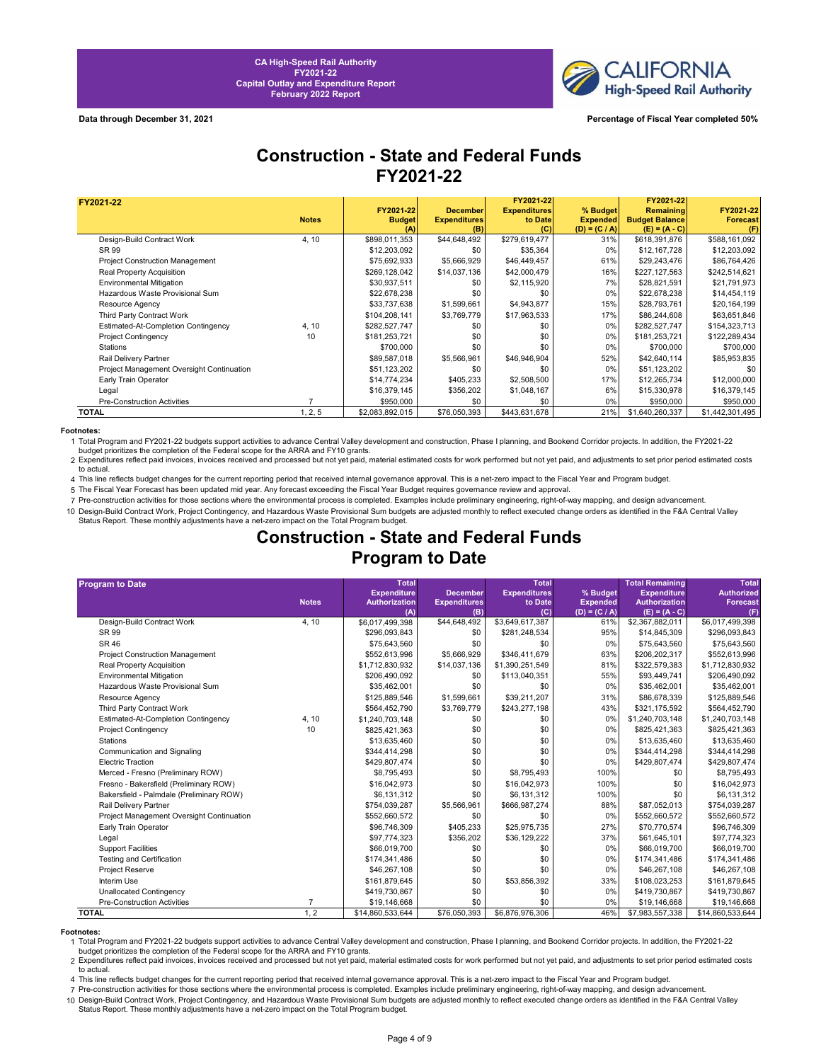CA High-Speed Rail Authority
FY2021-22
Capital Outlay and Expenditure Report
February 2022 Report

CALIFORNIA High-Speed Rail Authority

**Data through December 31, 2021**

**Percentage of Fiscal Year completed 50%**

# Construction - State and Federal Funds FY2021-22

| FY2021-22 | Notes | FY2021-22 Budget (A) | December Expenditures (B) | FY2021-22 Expenditures to Date (C) | % Budget Expended (D) = (C / A) | FY2021-22 Remaining Budget Balance (E) = (A - C) | FY2021-22 Forecast (F) |
|---|---|---|---|---|---|---|---|
| Design-Build Contract Work | 4, 10 | $898,011,353 | $44,648,492 | $279,619,477 | 31% | $618,391,876 | $588,161,092 |
| SR 99 | | $12,203,092 | $0 | $35,364 | 0% | $12,167,728 | $12,203,092 |
| Project Construction Management | | $75,692,933 | $5,666,929 | $46,449,457 | 61% | $29,243,476 | $86,764,426 |
| Real Property Acquisition | | $269,128,042 | $14,037,136 | $42,000,479 | 16% | $227,127,563 | $242,514,621 |
| Environmental Mitigation | | $30,937,511 | $0 | $2,115,920 | 7% | $28,821,591 | $21,791,973 |
| Hazardous Waste Provisional Sum | | $22,678,238 | $0 | $0 | 0% | $22,678,238 | $14,454,119 |
| Resource Agency | | $33,737,638 | $1,599,661 | $4,943,877 | 15% | $28,793,761 | $20,164,199 |
| Third Party Contract Work | | $104,208,141 | $3,769,779 | $17,963,533 | 17% | $86,244,608 | $63,651,846 |
| Estimated-At-Completion Contingency | 4, 10 | $282,527,747 | $0 | $0 | 0% | $282,527,747 | $154,323,713 |
| Project Contingency | 10 | $181,253,721 | $0 | $0 | 0% | $181,253,721 | $122,289,434 |
| Stations | | $700,000 | $0 | $0 | 0% | $700,000 | $700,000 |
| Rail Delivery Partner | | $89,587,018 | $5,566,961 | $46,946,904 | 52% | $42,640,114 | $85,953,835 |
| Project Management Oversight Continuation | | $51,123,202 | $0 | $0 | 0% | $51,123,202 | $0 |
| Early Train Operator | | $14,774,234 | $405,233 | $2,508,500 | 17% | $12,265,734 | $12,000,000 |
| Legal | | $16,379,145 | $356,202 | $1,048,167 | 6% | $15,330,978 | $16,379,145 |
| Pre-Construction Activities | 7 | $950,000 | $0 | $0 | 0% | $950,000 | $950,000 |
| **TOTAL** | 1, 2, 5 | $2,083,892,015 | $76,050,393 | $443,631,678 | 21% | $1,640,260,337 | $1,442,301,495 |

**Footnotes:**

1 Total Program and FY2021-22 budgets support activities to advance Central Valley development and construction, Phase I planning, and Bookend Corridor projects. In addition, the FY2021-22 budget prioritizes the completion of the Federal scope for the ARRA and FY10 grants.

2 Expenditures reflect paid invoices, invoices received and processed but not yet paid, material estimated costs for work performed but not yet paid, and adjustments to set prior period estimated costs to actual.

4 This line reflects budget changes for the current reporting period that received internal governance approval. This is a net-zero impact to the Fiscal Year and Program budget.

5 The Fiscal Year Forecast has been updated mid year. Any forecast exceeding the Fiscal Year Budget requires governance review and approval.

7 Pre-construction activities for those sections where the environmental process is completed. Examples include preliminary engineering, right-of-way mapping, and design advancement.

10 Design-Build Contract Work, Project Contingency, and Hazardous Waste Provisional Sum budgets are adjusted monthly to reflect executed change orders as identified in the F&A Central Valley Status Report. These monthly adjustments have a net-zero impact on the Total Program budget.

# Construction - State and Federal Funds Program to Date

| Program to Date | Notes | Total Expenditure Authorization (A) | December Expenditures (B) | Total Expenditures to Date (C) | % Budget Expended (D) = (C / A) | Total Remaining Expenditure Authorization (E) = (A - C) | Total Authorized Forecast (F) |
|---|---|---|---|---|---|---|---|
| Design-Build Contract Work | 4, 10 | $6,017,499,398 | $44,648,492 | $3,649,617,387 | 61% | $2,367,882,011 | $6,017,499,398 |
| SR 99 | | $296,093,843 | $0 | $281,248,534 | 95% | $14,845,309 | $296,093,843 |
| SR 46 | | $75,643,560 | $0 | $0 | 0% | $75,643,560 | $75,643,560 |
| Project Construction Management | | $552,613,996 | $5,666,929 | $346,411,679 | 63% | $206,202,317 | $552,613,996 |
| Real Property Acquisition | | $1,712,830,932 | $14,037,136 | $1,390,251,549 | 81% | $322,579,383 | $1,712,830,932 |
| Environmental Mitigation | | $206,490,092 | $0 | $113,040,351 | 55% | $93,449,741 | $206,490,092 |
| Hazardous Waste Provisional Sum | | $35,462,001 | $0 | $0 | 0% | $35,462,001 | $35,462,001 |
| Resource Agency | | $125,889,546 | $1,599,661 | $39,211,207 | 31% | $86,678,339 | $125,889,546 |
| Third Party Contract Work | | $564,452,790 | $3,769,779 | $243,277,198 | 43% | $321,175,592 | $564,452,790 |
| Estimated-At-Completion Contingency | 4, 10 | $1,240,703,148 | $0 | $0 | 0% | $1,240,703,148 | $1,240,703,148 |
| Project Contingency | 10 | $825,421,363 | $0 | $0 | 0% | $825,421,363 | $825,421,363 |
| Stations | | $13,635,460 | $0 | $0 | 0% | $13,635,460 | $13,635,460 |
| Communication and Signaling | | $344,414,298 | $0 | $0 | 0% | $344,414,298 | $344,414,298 |
| Electric Traction | | $429,807,474 | $0 | $0 | 0% | $429,807,474 | $429,807,474 |
| Merced - Fresno (Preliminary ROW) | | $8,795,493 | $0 | $8,795,493 | 100% | $0 | $8,795,493 |
| Fresno - Bakersfield (Preliminary ROW) | | $16,042,973 | $0 | $16,042,973 | 100% | $0 | $16,042,973 |
| Bakersfield - Palmdale (Preliminary ROW) | | $6,131,312 | $0 | $6,131,312 | 100% | $0 | $6,131,312 |
| Rail Delivery Partner | | $754,039,287 | $5,566,961 | $666,987,274 | 88% | $87,052,013 | $754,039,287 |
| Project Management Oversight Continuation | | $552,660,572 | $0 | $0 | 0% | $552,660,572 | $552,660,572 |
| Early Train Operator | | $96,746,309 | $405,233 | $25,975,735 | 27% | $70,770,574 | $96,746,309 |
| Legal | | $97,774,323 | $356,202 | $36,129,222 | 37% | $61,645,101 | $97,774,323 |
| Support Facilities | | $66,019,700 | $0 | $0 | 0% | $66,019,700 | $66,019,700 |
| Testing and Certification | | $174,341,486 | $0 | $0 | 0% | $174,341,486 | $174,341,486 |
| Project Reserve | | $46,267,108 | $0 | $0 | 0% | $46,267,108 | $46,267,108 |
| Interim Use | | $161,879,645 | $0 | $53,856,392 | 33% | $108,023,253 | $161,879,645 |
| Unallocated Contingency | | $419,730,867 | $0 | $0 | 0% | $419,730,867 | $419,730,867 |
| Pre-Construction Activities | 7 | $19,146,668 | $0 | $0 | 0% | $19,146,668 | $19,146,668 |
| **TOTAL** | 1, 2 | $14,860,533,644 | $76,050,393 | $6,876,976,306 | 46% | $7,983,557,338 | $14,860,533,644 |

**Footnotes:**

1 Total Program and FY2021-22 budgets support activities to advance Central Valley development and construction, Phase I planning, and Bookend Corridor projects. In addition, the FY2021-22 budget prioritizes the completion of the Federal scope for the ARRA and FY10 grants.

2 Expenditures reflect paid invoices, invoices received and processed but not yet paid, material estimated costs for work performed but not yet paid, and adjustments to set prior period estimated costs to actual.

4 This line reflects budget changes for the current reporting period that received internal governance approval. This is a net-zero impact to the Fiscal Year and Program budget.

7 Pre-construction activities for those sections where the environmental process is completed. Examples include preliminary engineering, right-of-way mapping, and design advancement.

10 Design-Build Contract Work, Project Contingency, and Hazardous Waste Provisional Sum budgets are adjusted monthly to reflect executed change orders as identified in the F&A Central Valley Status Report. These monthly adjustments have a net-zero impact on the Total Program budget.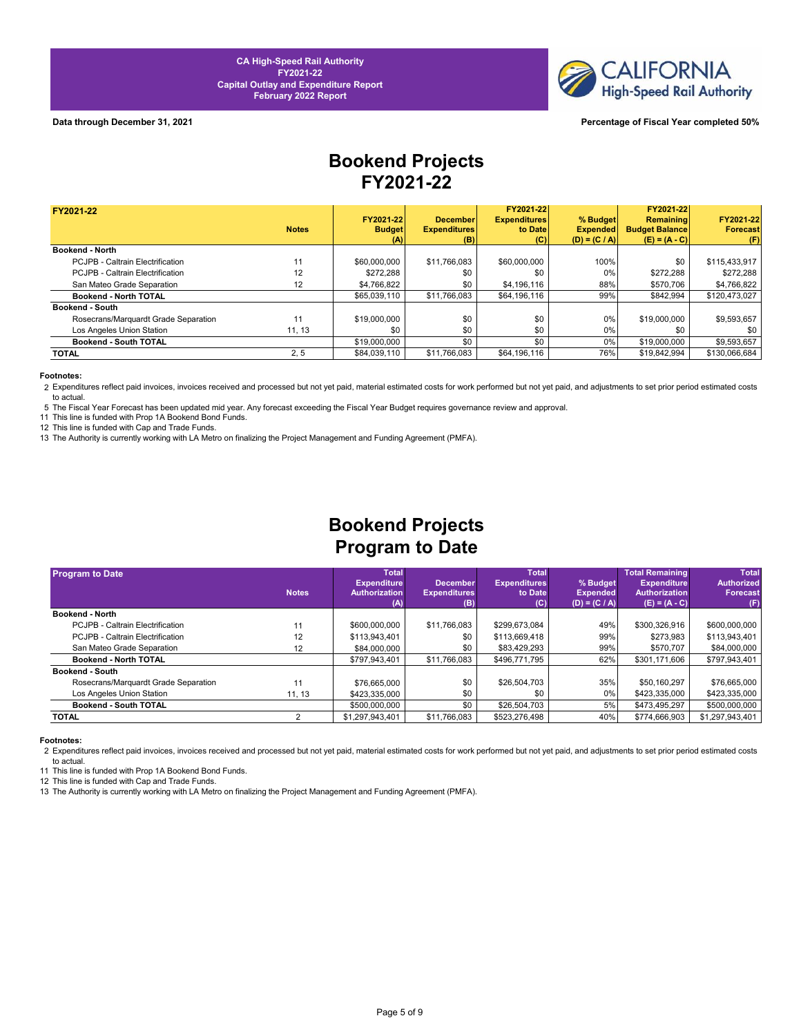CA High-Speed Rail Authority
FY2021-22
Capital Outlay and Expenditure Report
February 2022 Report

CALIFORNIA High-Speed Rail Authority

**Data through December 31, 2021**

**Percentage of Fiscal Year completed 50%**

# Bookend Projects FY2021-22

| FY2021-22 | Notes | FY2021-22 Budget (A) | December Expenditures (B) | FY2021-22 Expenditures to Date (C) | % Budget Expended (D) = (C / A) | FY2021-22 Remaining Budget Balance (E) = (A - C) | FY2021-22 Forecast (F) |
|---|---|---|---|---|---|---|---|
| **Bookend - North** | | | | | | | |
| PCJPB - Caltrain Electrification | 11 | $60,000,000 | $11,766,083 | $60,000,000 | 100% | $0 | $115,433,917 |
| PCJPB - Caltrain Electrification | 12 | $272,288 | $0 | $0 | 0% | $272,288 | $272,288 |
| San Mateo Grade Separation | 12 | $4,766,822 | $0 | $4,196,116 | 88% | $570,706 | $4,766,822 |
| **Bookend - North TOTAL** | | $65,039,110 | $11,766,083 | $64,196,116 | 99% | $842,994 | $120,473,027 |
| **Bookend - South** | | | | | | | |
| Rosecrans/Marquardt Grade Separation | 11 | $19,000,000 | $0 | $0 | 0% | $19,000,000 | $9,593,657 |
| Los Angeles Union Station | 11, 13 | $0 | $0 | $0 | 0% | $0 | $0 |
| **Bookend - South TOTAL** | | $19,000,000 | $0 | $0 | 0% | $19,000,000 | $9,593,657 |
| **TOTAL** | 2, 5 | $84,039,110 | $11,766,083 | $64,196,116 | 76% | $19,842,994 | $130,066,684 |

**Footnotes:**

2 Expenditures reflect paid invoices, invoices received and processed but not yet paid, material estimated costs for work performed but not yet paid, and adjustments to set prior period estimated costs to actual.
5 The Fiscal Year Forecast has been updated mid year. Any forecast exceeding the Fiscal Year Budget requires governance review and approval.
11 This line is funded with Prop 1A Bookend Bond Funds.
12 This line is funded with Cap and Trade Funds.
13 The Authority is currently working with LA Metro on finalizing the Project Management and Funding Agreement (PMFA).

# Bookend Projects Program to Date

| Program to Date | Notes | Total Expenditure Authorization (A) | December Expenditures (B) | Total Expenditures to Date (C) | % Budget Expended (D) = (C / A) | Total Remaining Expenditure Authorization (E) = (A - C) | Total Authorized Forecast (F) |
|---|---|---|---|---|---|---|---|
| **Bookend - North** | | | | | | | |
| PCJPB - Caltrain Electrification | 11 | $600,000,000 | $11,766,083 | $299,673,084 | 49% | $300,326,916 | $600,000,000 |
| PCJPB - Caltrain Electrification | 12 | $113,943,401 | $0 | $113,669,418 | 99% | $273,983 | $113,943,401 |
| San Mateo Grade Separation | 12 | $84,000,000 | $0 | $83,429,293 | 99% | $570,707 | $84,000,000 |
| **Bookend - North TOTAL** | | $797,943,401 | $11,766,083 | $496,771,795 | 62% | $301,171,606 | $797,943,401 |
| **Bookend - South** | | | | | | | |
| Rosecrans/Marquardt Grade Separation | 11 | $76,665,000 | $0 | $26,504,703 | 35% | $50,160,297 | $76,665,000 |
| Los Angeles Union Station | 11, 13 | $423,335,000 | $0 | $0 | 0% | $423,335,000 | $423,335,000 |
| **Bookend - South TOTAL** | | $500,000,000 | $0 | $26,504,703 | 5% | $473,495,297 | $500,000,000 |
| **TOTAL** | 2 | $1,297,943,401 | $11,766,083 | $523,276,498 | 40% | $774,666,903 | $1,297,943,401 |

**Footnotes:**

2 Expenditures reflect paid invoices, invoices received and processed but not yet paid, material estimated costs for work performed but not yet paid, and adjustments to set prior period estimated costs to actual.
11 This line is funded with Prop 1A Bookend Bond Funds.
12 This line is funded with Cap and Trade Funds.
13 The Authority is currently working with LA Metro on finalizing the Project Management and Funding Agreement (PMFA).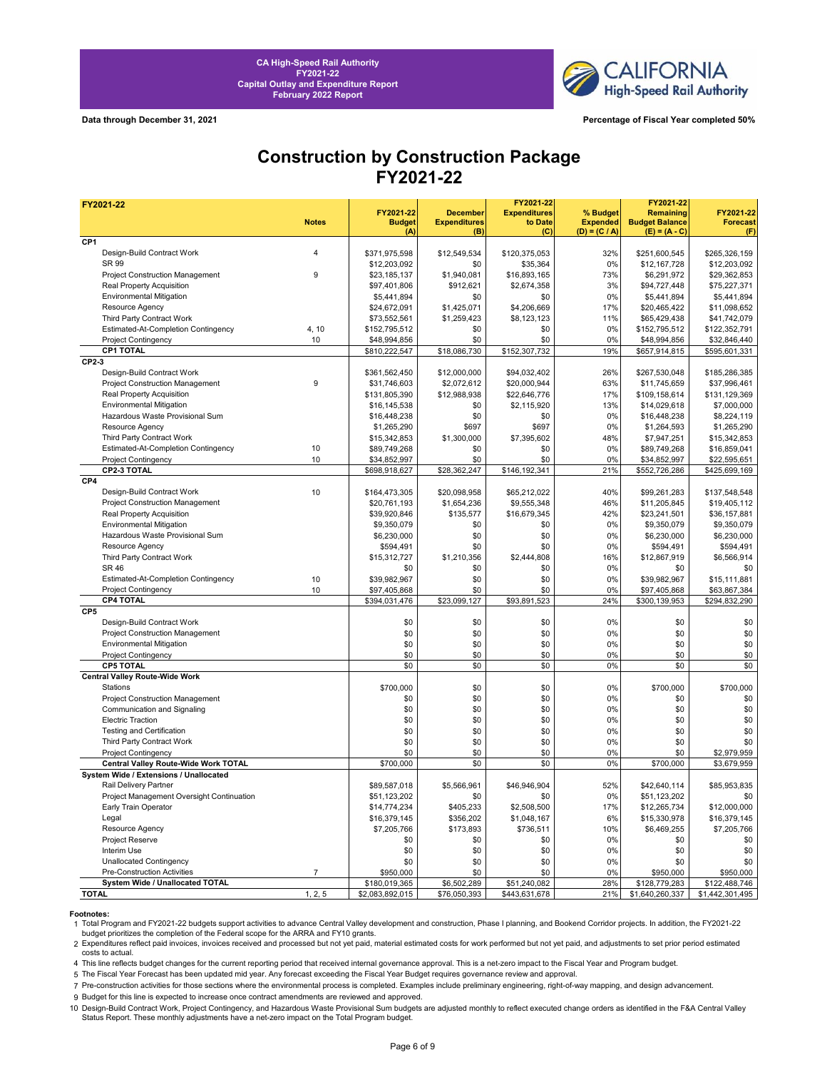CA High-Speed Rail Authority
FY2021-22
Capital Outlay and Expenditure Report
February 2022 Report

CALIFORNIA High-Speed Rail Authority

**Data through December 31, 2021**

**Percentage of Fiscal Year completed 50%**

# Construction by Construction Package
# FY2021-22

| FY2021-22 | Notes | FY2021-22 Budget (A) | December Expenditures (B) | FY2021-22 Expenditures to Date (C) | % Budget Expended (D) = (C / A) | FY2021-22 Remaining Budget Balance (E) = (A - C) | FY2021-22 Forecast (F) |
|---|---|---|---|---|---|---|---|
| **CP1** | | | | | | | |
| Design-Build Contract Work | 4 | $371,975,598 | $12,549,534 | $120,375,053 | 32% | $251,600,545 | $265,326,159 |
| SR 99 | | $12,203,092 | $0 | $35,364 | 0% | $12,167,728 | $12,203,092 |
| Project Construction Management | 9 | $23,185,137 | $1,940,081 | $16,893,165 | 73% | $6,291,972 | $29,362,853 |
| Real Property Acquisition | | $97,401,806 | $912,621 | $2,674,358 | 3% | $94,727,448 | $75,227,371 |
| Environmental Mitigation | | $5,441,894 | $0 | $0 | 0% | $5,441,894 | $5,441,894 |
| Resource Agency | | $24,672,091 | $1,425,071 | $4,206,669 | 17% | $20,465,422 | $11,098,652 |
| Third Party Contract Work | | $73,552,561 | $1,259,423 | $8,123,123 | 11% | $65,429,438 | $41,742,079 |
| Estimated-At-Completion Contingency | 4, 10 | $152,795,512 | $0 | $0 | 0% | $152,795,512 | $122,352,791 |
| Project Contingency | 10 | $48,994,856 | $0 | $0 | 0% | $48,994,856 | $32,846,440 |
| **CP1 TOTAL** | | $810,222,547 | $18,086,730 | $152,307,732 | 19% | $657,914,815 | $595,601,331 |
| **CP2-3** | | | | | | | |
| Design-Build Contract Work | | $361,562,450 | $12,000,000 | $94,032,402 | 26% | $267,530,048 | $185,286,385 |
| Project Construction Management | 9 | $31,746,603 | $2,072,612 | $20,000,944 | 63% | $11,745,659 | $37,996,461 |
| Real Property Acquisition | | $131,805,390 | $12,988,938 | $22,646,776 | 17% | $109,158,614 | $131,129,369 |
| Environmental Mitigation | | $16,145,538 | $0 | $2,115,920 | 13% | $14,029,618 | $7,000,000 |
| Hazardous Waste Provisional Sum | | $16,448,238 | $0 | $0 | 0% | $16,448,238 | $8,224,119 |
| Resource Agency | | $1,265,290 | $697 | $697 | 0% | $1,264,593 | $1,265,290 |
| Third Party Contract Work | | $15,342,853 | $1,300,000 | $7,395,602 | 48% | $7,947,251 | $15,342,853 |
| Estimated-At-Completion Contingency | 10 | $89,749,268 | $0 | $0 | 0% | $89,749,268 | $16,859,041 |
| Project Contingency | 10 | $34,852,997 | $0 | $0 | 0% | $34,852,997 | $22,595,651 |
| **CP2-3 TOTAL** | | $698,918,627 | $28,362,247 | $146,192,341 | 21% | $552,726,286 | $425,699,169 |
| **CP4** | | | | | | | |
| Design-Build Contract Work | 10 | $164,473,305 | $20,098,958 | $65,212,022 | 40% | $99,261,283 | $137,548,548 |
| Project Construction Management | | $20,761,193 | $1,654,236 | $9,555,348 | 46% | $11,205,845 | $19,405,112 |
| Real Property Acquisition | | $39,920,846 | $135,577 | $16,679,345 | 42% | $23,241,501 | $36,157,881 |
| Environmental Mitigation | | $9,350,079 | $0 | $0 | 0% | $9,350,079 | $9,350,079 |
| Hazardous Waste Provisional Sum | | $6,230,000 | $0 | $0 | 0% | $6,230,000 | $6,230,000 |
| Resource Agency | | $594,491 | $0 | $0 | 0% | $594,491 | $594,491 |
| Third Party Contract Work | | $15,312,727 | $1,210,356 | $2,444,808 | 16% | $12,867,919 | $6,566,914 |
| SR 46 | | $0 | $0 | $0 | 0% | $0 | $0 |
| Estimated-At-Completion Contingency | 10 | $39,982,967 | $0 | $0 | 0% | $39,982,967 | $15,111,881 |
| Project Contingency | 10 | $97,405,868 | $0 | $0 | 0% | $97,405,868 | $63,867,384 |
| **CP4 TOTAL** | | $394,031,476 | $23,099,127 | $93,891,523 | 24% | $300,139,953 | $294,832,290 |
| **CP5** | | | | | | | |
| Design-Build Contract Work | | $0 | $0 | $0 | 0% | $0 | $0 |
| Project Construction Management | | $0 | $0 | $0 | 0% | $0 | $0 |
| Environmental Mitigation | | $0 | $0 | $0 | 0% | $0 | $0 |
| Project Contingency | | $0 | $0 | $0 | 0% | $0 | $0 |
| **CP5 TOTAL** | | $0 | $0 | $0 | 0% | $0 | $0 |
| **Central Valley Route-Wide Work** | | | | | | | |
| Stations | | $700,000 | $0 | $0 | 0% | $700,000 | $700,000 |
| Project Construction Management | | $0 | $0 | $0 | 0% | $0 | $0 |
| Communication and Signaling | | $0 | $0 | $0 | 0% | $0 | $0 |
| Electric Traction | | $0 | $0 | $0 | 0% | $0 | $0 |
| Testing and Certification | | $0 | $0 | $0 | 0% | $0 | $0 |
| Third Party Contract Work | | $0 | $0 | $0 | 0% | $0 | $0 |
| Project Contingency | | $0 | $0 | $0 | 0% | $0 | $2,979,959 |
| **Central Valley Route-Wide Work TOTAL** | | $700,000 | $0 | $0 | 0% | $700,000 | $3,679,959 |
| **System Wide / Extensions / Unallocated** | | | | | | | |
| Rail Delivery Partner | | $89,587,018 | $5,566,961 | $46,946,904 | 52% | $42,640,114 | $85,953,835 |
| Project Management Oversight Continuation | | $51,123,202 | $0 | $0 | 0% | $51,123,202 | $0 |
| Early Train Operator | | $14,774,234 | $405,233 | $2,508,500 | 17% | $12,265,734 | $12,000,000 |
| Legal | | $16,379,145 | $356,202 | $1,048,167 | 6% | $15,330,978 | $16,379,145 |
| Resource Agency | | $7,205,766 | $173,893 | $736,511 | 10% | $6,469,255 | $7,205,766 |
| Project Reserve | | $0 | $0 | $0 | 0% | $0 | $0 |
| Interim Use | | $0 | $0 | $0 | 0% | $0 | $0 |
| Unallocated Contingency | | $0 | $0 | $0 | 0% | $0 | $0 |
| Pre-Construction Activities | 7 | $950,000 | $0 | $0 | 0% | $950,000 | $950,000 |
| **System Wide / Unallocated TOTAL** | | $180,019,365 | $6,502,289 | $51,240,082 | 28% | $128,779,283 | $122,488,746 |
| **TOTAL** | 1, 2, 5 | $2,083,892,015 | $76,050,393 | $443,631,678 | 21% | $1,640,260,337 | $1,442,301,495 |

**Footnotes:**

1 Total Program and FY2021-22 budgets support activities to advance Central Valley development and construction, Phase I planning, and Bookend Corridor projects. In addition, the FY2021-22 budget prioritizes the completion of the Federal scope for the ARRA and FY10 grants.

2 Expenditures reflect paid invoices, invoices received and processed but not yet paid, material estimated costs for work performed but not yet paid, and adjustments to set prior period estimated costs to actual.

4 This line reflects budget changes for the current reporting period that received internal governance approval. This is a net-zero impact to the Fiscal Year and Program budget.

5 The Fiscal Year Forecast has been updated mid year. Any forecast exceeding the Fiscal Year Budget requires governance review and approval.

7 Pre-construction activities for those sections where the environmental process is completed. Examples include preliminary engineering, right-of-way mapping, and design advancement.

9 Budget for this line is expected to increase once contract amendments are reviewed and approved.

10 Design-Build Contract Work, Project Contingency, and Hazardous Waste Provisional Sum budgets are adjusted monthly to reflect executed change orders as identified in the F&A Central Valley Status Report. These monthly adjustments have a net-zero impact on the Total Program budget.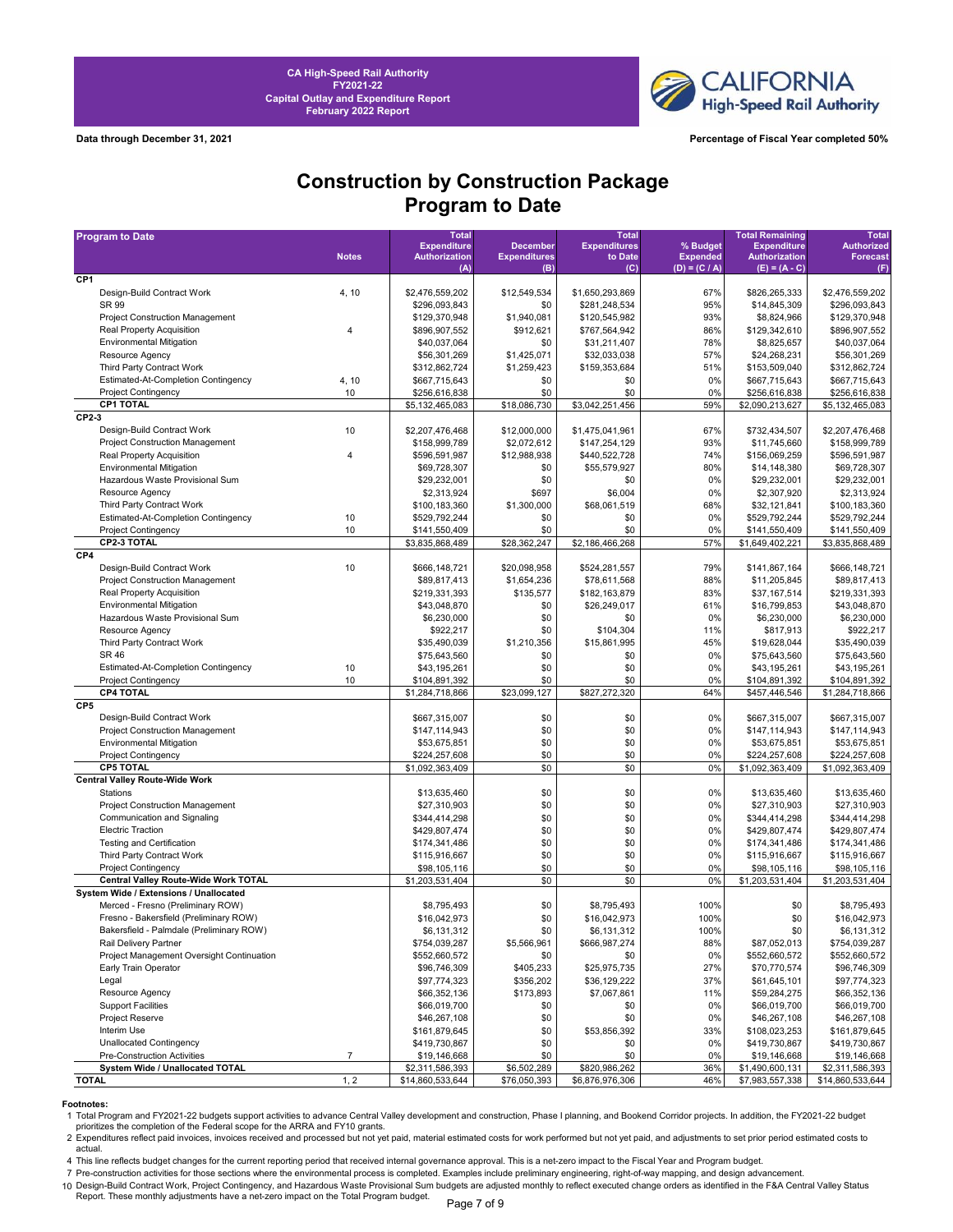**CA High-Speed Rail Authority**
**FY2021-22**
**Capital Outlay and Expenditure Report**
**February 2022 Report**

**CALIFORNIA High-Speed Rail Authority**

**Data through December 31, 2021**

**Percentage of Fiscal Year completed 50%**

# Construction by Construction Package
# Program to Date

| Program to Date | Notes | Total Expenditure Authorization (A) | December Expenditures (B) | Total Expenditures to Date (C) | % Budget Expended (D) = (C / A) | Total Remaining Expenditure Authorization (E) = (A - C) | Total Authorized Forecast (F) |
|---|---|---|---|---|---|---|---|
| **CP1** | | | | | | | |
| Design-Build Contract Work | 4, 10 | $2,476,559,202 | $12,549,534 | $1,650,293,869 | 67% | $826,265,333 | $2,476,559,202 |
| SR 99 | | $296,093,843 | $0 | $281,248,534 | 95% | $14,845,309 | $296,093,843 |
| Project Construction Management | | $129,370,948 | $1,940,081 | $120,545,982 | 93% | $8,824,966 | $129,370,948 |
| Real Property Acquisition | 4 | $896,907,552 | $912,621 | $767,564,942 | 86% | $129,342,610 | $896,907,552 |
| Environmental Mitigation | | $40,037,064 | $0 | $31,211,407 | 78% | $8,825,657 | $40,037,064 |
| Resource Agency | | $56,301,269 | $1,425,071 | $32,033,038 | 57% | $24,268,231 | $56,301,269 |
| Third Party Contract Work | | $312,862,724 | $1,259,423 | $159,353,684 | 51% | $153,509,040 | $312,862,724 |
| Estimated-At-Completion Contingency | 4, 10 | $667,715,643 | $0 | $0 | 0% | $667,715,643 | $667,715,643 |
| Project Contingency | 10 | $256,616,838 | $0 | $0 | 0% | $256,616,838 | $256,616,838 |
| **CP1 TOTAL** | | $5,132,465,083 | $18,086,730 | $3,042,251,456 | 59% | $2,090,213,627 | $5,132,465,083 |
| **CP2-3** | | | | | | | |
| Design-Build Contract Work | 10 | $2,207,476,468 | $12,000,000 | $1,475,041,961 | 67% | $732,434,507 | $2,207,476,468 |
| Project Construction Management | | $158,999,789 | $2,072,612 | $147,254,129 | 93% | $11,745,660 | $158,999,789 |
| Real Property Acquisition | 4 | $596,591,987 | $12,988,938 | $440,522,728 | 74% | $156,069,259 | $596,591,987 |
| Environmental Mitigation | | $69,728,307 | $0 | $55,579,927 | 80% | $14,148,380 | $69,728,307 |
| Hazardous Waste Provisional Sum | | $29,232,001 | $0 | $0 | 0% | $29,232,001 | $29,232,001 |
| Resource Agency | | $2,313,924 | $697 | $6,004 | 0% | $2,307,920 | $2,313,924 |
| Third Party Contract Work | | $100,183,360 | $1,300,000 | $68,061,519 | 68% | $32,121,841 | $100,183,360 |
| Estimated-At-Completion Contingency | 10 | $529,792,244 | $0 | $0 | 0% | $529,792,244 | $529,792,244 |
| Project Contingency | 10 | $141,550,409 | $0 | $0 | 0% | $141,550,409 | $141,550,409 |
| **CP2-3 TOTAL** | | $3,835,868,489 | $28,362,247 | $2,186,466,268 | 57% | $1,649,402,221 | $3,835,868,489 |
| **CP4** | | | | | | | |
| Design-Build Contract Work | 10 | $666,148,721 | $20,098,958 | $524,281,557 | 79% | $141,867,164 | $666,148,721 |
| Project Construction Management | | $89,817,413 | $1,654,236 | $78,611,568 | 88% | $11,205,845 | $89,817,413 |
| Real Property Acquisition | | $219,331,393 | $135,577 | $182,163,879 | 83% | $37,167,514 | $219,331,393 |
| Environmental Mitigation | | $43,048,870 | $0 | $26,249,017 | 61% | $16,799,853 | $43,048,870 |
| Hazardous Waste Provisional Sum | | $6,230,000 | $0 | $0 | 0% | $6,230,000 | $6,230,000 |
| Resource Agency | | $922,217 | $0 | $104,304 | 11% | $817,913 | $922,217 |
| Third Party Contract Work | | $35,490,039 | $1,210,356 | $15,861,995 | 45% | $19,628,044 | $35,490,039 |
| SR 46 | | $75,643,560 | $0 | $0 | 0% | $75,643,560 | $75,643,560 |
| Estimated-At-Completion Contingency | 10 | $43,195,261 | $0 | $0 | 0% | $43,195,261 | $43,195,261 |
| Project Contingency | 10 | $104,891,392 | $0 | $0 | 0% | $104,891,392 | $104,891,392 |
| **CP4 TOTAL** | | $1,284,718,866 | $23,099,127 | $827,272,320 | 64% | $457,446,546 | $1,284,718,866 |
| **CP5** | | | | | | | |
| Design-Build Contract Work | | $667,315,007 | $0 | $0 | 0% | $667,315,007 | $667,315,007 |
| Project Construction Management | | $147,114,943 | $0 | $0 | 0% | $147,114,943 | $147,114,943 |
| Environmental Mitigation | | $53,675,851 | $0 | $0 | 0% | $53,675,851 | $53,675,851 |
| Project Contingency | | $224,257,608 | $0 | $0 | 0% | $224,257,608 | $224,257,608 |
| **CP5 TOTAL** | | $1,092,363,409 | $0 | $0 | 0% | $1,092,363,409 | $1,092,363,409 |
| **Central Valley Route-Wide Work** | | | | | | | |
| Stations | | $13,635,460 | $0 | $0 | 0% | $13,635,460 | $13,635,460 |
| Project Construction Management | | $27,310,903 | $0 | $0 | 0% | $27,310,903 | $27,310,903 |
| Communication and Signaling | | $344,414,298 | $0 | $0 | 0% | $344,414,298 | $344,414,298 |
| Electric Traction | | $429,807,474 | $0 | $0 | 0% | $429,807,474 | $429,807,474 |
| Testing and Certification | | $174,341,486 | $0 | $0 | 0% | $174,341,486 | $174,341,486 |
| Third Party Contract Work | | $115,916,667 | $0 | $0 | 0% | $115,916,667 | $115,916,667 |
| Project Contingency | | $98,105,116 | $0 | $0 | 0% | $98,105,116 | $98,105,116 |
| **Central Valley Route-Wide Work TOTAL** | | $1,203,531,404 | $0 | $0 | 0% | $1,203,531,404 | $1,203,531,404 |
| **System Wide / Extensions / Unallocated** | | | | | | | |
| Merced - Fresno (Preliminary ROW) | | $8,795,493 | $0 | $8,795,493 | 100% | $0 | $8,795,493 |
| Fresno - Bakersfield (Preliminary ROW) | | $16,042,973 | $0 | $16,042,973 | 100% | $0 | $16,042,973 |
| Bakersfield - Palmdale (Preliminary ROW) | | $6,131,312 | $0 | $6,131,312 | 100% | $0 | $6,131,312 |
| Rail Delivery Partner | | $754,039,287 | $5,566,961 | $666,987,274 | 88% | $87,052,013 | $754,039,287 |
| Project Management Oversight Continuation | | $552,660,572 | $0 | $0 | 0% | $552,660,572 | $552,660,572 |
| Early Train Operator | | $96,746,309 | $405,233 | $25,975,735 | 27% | $70,770,574 | $96,746,309 |
| Legal | | $97,774,323 | $356,202 | $36,129,222 | 37% | $61,645,101 | $97,774,323 |
| Resource Agency | | $66,352,136 | $173,893 | $7,067,861 | 11% | $59,284,275 | $66,352,136 |
| Support Facilities | | $66,019,700 | $0 | $0 | 0% | $66,019,700 | $66,019,700 |
| Project Reserve | | $46,267,108 | $0 | $0 | 0% | $46,267,108 | $46,267,108 |
| Interim Use | | $161,879,645 | $0 | $53,856,392 | 33% | $108,023,253 | $161,879,645 |
| Unallocated Contingency | | $419,730,867 | $0 | $0 | 0% | $419,730,867 | $419,730,867 |
| Pre-Construction Activities | 7 | $19,146,668 | $0 | $0 | 0% | $19,146,668 | $19,146,668 |
| **System Wide / Unallocated TOTAL** | | $2,311,586,393 | $6,502,289 | $820,986,262 | 36% | $1,490,600,131 | $2,311,586,393 |
| **TOTAL** | 1, 2 | $14,860,533,644 | $76,050,393 | $6,876,976,306 | 46% | $7,983,557,338 | $14,860,533,644 |

**Footnotes:**

1 Total Program and FY2021-22 budgets support activities to advance Central Valley development and construction, Phase I planning, and Bookend Corridor projects. In addition, the FY2021-22 budget prioritizes the completion of the Federal scope for the ARRA and FY10 grants.

2 Expenditures reflect paid invoices, invoices received and processed but not yet paid, material estimated costs for work performed but not yet paid, and adjustments to set prior period estimated costs to actual.

4 This line reflects budget changes for the current reporting period that received internal governance approval. This is a net-zero impact to the Fiscal Year and Program budget.

7 Pre-construction activities for those sections where the environmental process is completed. Examples include preliminary engineering, right-of-way mapping, and design advancement.

10 Design-Build Contract Work, Project Contingency, and Hazardous Waste Provisional Sum budgets are adjusted monthly to reflect executed change orders as identified in the F&A Central Valley Status Report. These monthly adjustments have a net-zero impact on the Total Program budget.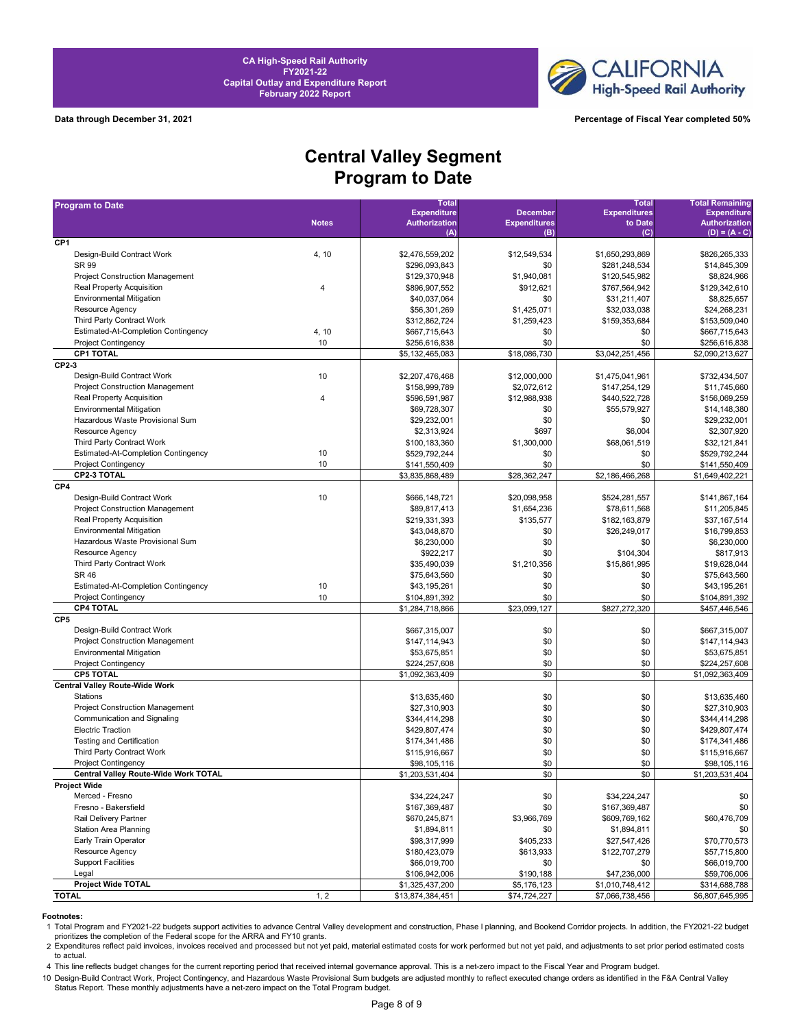CA High-Speed Rail Authority
FY2021-22
Capital Outlay and Expenditure Report
February 2022 Report

**Data through December 31, 2021**

**Percentage of Fiscal Year completed 50%**

# Central Valley Segment
# Program to Date

| Program to Date | Notes | Total Expenditure Authorization (A) | December Expenditures (B) | Total Expenditures to Date (C) | Total Remaining Expenditure Authorization (D) = (A - C) |
|---|---|---|---|---|---|
| **CP1** | | | | | |
| Design-Build Contract Work | 4, 10 | $2,476,559,202 | $12,549,534 | $1,650,293,869 | $826,265,333 |
| SR 99 | | $296,093,843 | $0 | $281,248,534 | $14,845,309 |
| Project Construction Management | | $129,370,948 | $1,940,081 | $120,545,982 | $8,824,966 |
| Real Property Acquisition | 4 | $896,907,552 | $912,621 | $767,564,942 | $129,342,610 |
| Environmental Mitigation | | $40,037,064 | $0 | $31,211,407 | $8,825,657 |
| Resource Agency | | $56,301,269 | $1,425,071 | $32,033,038 | $24,268,231 |
| Third Party Contract Work | | $312,862,724 | $1,259,423 | $159,353,684 | $153,509,040 |
| Estimated-At-Completion Contingency | 4, 10 | $667,715,643 | $0 | $0 | $667,715,643 |
| Project Contingency | 10 | $256,616,838 | $0 | $0 | $256,616,838 |
| **CP1 TOTAL** | | $5,132,465,083 | $18,086,730 | $3,042,251,456 | $2,090,213,627 |
| **CP2-3** | | | | | |
| Design-Build Contract Work | 10 | $2,207,476,468 | $12,000,000 | $1,475,041,961 | $732,434,507 |
| Project Construction Management | | $158,999,789 | $2,072,612 | $147,254,129 | $11,745,660 |
| Real Property Acquisition | 4 | $596,591,987 | $12,988,938 | $440,522,728 | $156,069,259 |
| Environmental Mitigation | | $69,728,307 | $0 | $55,579,927 | $14,148,380 |
| Hazardous Waste Provisional Sum | | $29,232,001 | $0 | $0 | $29,232,001 |
| Resource Agency | | $2,313,924 | $697 | $6,004 | $2,307,920 |
| Third Party Contract Work | | $100,183,360 | $1,300,000 | $68,061,519 | $32,121,841 |
| Estimated-At-Completion Contingency | 10 | $529,792,244 | $0 | $0 | $529,792,244 |
| Project Contingency | 10 | $141,550,409 | $0 | $0 | $141,550,409 |
| **CP2-3 TOTAL** | | $3,835,868,489 | $28,362,247 | $2,186,466,268 | $1,649,402,221 |
| **CP4** | | | | | |
| Design-Build Contract Work | 10 | $666,148,721 | $20,098,958 | $524,281,557 | $141,867,164 |
| Project Construction Management | | $89,817,413 | $1,654,236 | $78,611,568 | $11,205,845 |
| Real Property Acquisition | | $219,331,393 | $135,577 | $182,163,879 | $37,167,514 |
| Environmental Mitigation | | $43,048,870 | $0 | $26,249,017 | $16,799,853 |
| Hazardous Waste Provisional Sum | | $6,230,000 | $0 | $0 | $6,230,000 |
| Resource Agency | | $922,217 | $0 | $104,304 | $817,913 |
| Third Party Contract Work | | $35,490,039 | $1,210,356 | $15,861,995 | $19,628,044 |
| SR 46 | | $75,643,560 | $0 | $0 | $75,643,560 |
| Estimated-At-Completion Contingency | 10 | $43,195,261 | $0 | $0 | $43,195,261 |
| Project Contingency | 10 | $104,891,392 | $0 | $0 | $104,891,392 |
| **CP4 TOTAL** | | $1,284,718,866 | $23,099,127 | $827,272,320 | $457,446,546 |
| **CP5** | | | | | |
| Design-Build Contract Work | | $667,315,007 | $0 | $0 | $667,315,007 |
| Project Construction Management | | $147,114,943 | $0 | $0 | $147,114,943 |
| Environmental Mitigation | | $53,675,851 | $0 | $0 | $53,675,851 |
| Project Contingency | | $224,257,608 | $0 | $0 | $224,257,608 |
| **CP5 TOTAL** | | $1,092,363,409 | $0 | $0 | $1,092,363,409 |
| **Central Valley Route-Wide Work** | | | | | |
| Stations | | $13,635,460 | $0 | $0 | $13,635,460 |
| Project Construction Management | | $27,310,903 | $0 | $0 | $27,310,903 |
| Communication and Signaling | | $344,414,298 | $0 | $0 | $344,414,298 |
| Electric Traction | | $429,807,474 | $0 | $0 | $429,807,474 |
| Testing and Certification | | $174,341,486 | $0 | $0 | $174,341,486 |
| Third Party Contract Work | | $115,916,667 | $0 | $0 | $115,916,667 |
| Project Contingency | | $98,105,116 | $0 | $0 | $98,105,116 |
| **Central Valley Route-Wide Work TOTAL** | | $1,203,531,404 | $0 | $0 | $1,203,531,404 |
| **Project Wide** | | | | | |
| Merced - Fresno | | $34,224,247 | $0 | $34,224,247 | $0 |
| Fresno - Bakersfield | | $167,369,487 | $0 | $167,369,487 | $0 |
| Rail Delivery Partner | | $670,245,871 | $3,966,769 | $609,769,162 | $60,476,709 |
| Station Area Planning | | $1,894,811 | $0 | $1,894,811 | $0 |
| Early Train Operator | | $98,317,999 | $405,233 | $27,547,426 | $70,770,573 |
| Resource Agency | | $180,423,079 | $613,933 | $122,707,279 | $57,715,800 |
| Support Facilities | | $66,019,700 | $0 | $0 | $66,019,700 |
| Legal | | $106,942,006 | $190,188 | $47,236,000 | $59,706,006 |
| **Project Wide TOTAL** | | $1,325,437,200 | $5,176,123 | $1,010,748,412 | $314,688,788 |
| **TOTAL** | 1, 2 | $13,874,384,451 | $74,724,227 | $7,066,738,456 | $6,807,645,995 |

**Footnotes:**

1 Total Program and FY2021-22 budgets support activities to advance Central Valley development and construction, Phase I planning, and Bookend Corridor projects. In addition, the FY2021-22 budget prioritizes the completion of the Federal scope for the ARRA and FY10 grants.

2 Expenditures reflect paid invoices, invoices received and processed but not yet paid, material estimated costs for work performed but not yet paid, and adjustments to set prior period estimated costs to actual.

4 This line reflects budget changes for the current reporting period that received internal governance approval. This is a net-zero impact to the Fiscal Year and Program budget.

10 Design-Build Contract Work, Project Contingency, and Hazardous Waste Provisional Sum budgets are adjusted monthly to reflect executed change orders as identified in the F&A Central Valley Status Report. These monthly adjustments have a net-zero impact on the Total Program budget.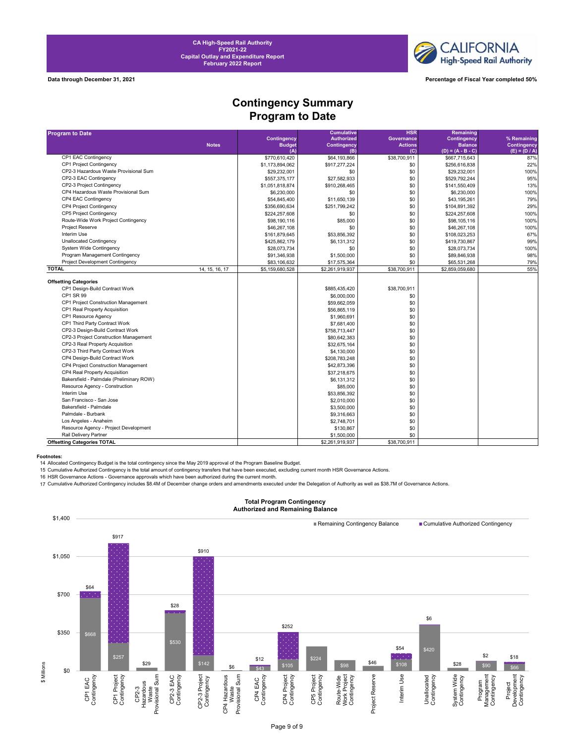CA High-Speed Rail Authority
FY2021-22
Capital Outlay and Expenditure Report
February 2022 Report

Data through December 31, 2021

Percentage of Fiscal Year completed 50%

# Contingency Summary
# Program to Date

| Program to Date | Notes | Contingency Budget (A) | Cumulative Authorized Contingency (B) | HSR Governance Actions (C) | Remaining Contingency Balance (D) = (A - B - C) | % Remaining Contingency (E) = (D / A) |
|---|---|---|---|---|---|---|
| CP1 EAC Contingency | | $770,610,420 | $64,193,866 | $38,700,911 | $667,715,643 | 87% |
| CP1 Project Contingency | | $1,173,894,062 | $917,277,224 | $0 | $256,616,838 | 22% |
| CP2-3 Hazardous Waste Provisional Sum | | $29,232,001 | $0 | $0 | $29,232,001 | 100% |
| CP2-3 EAC Contingency | | $557,375,177 | $27,582,933 | $0 | $529,792,244 | 95% |
| CP2-3 Project Contingency | | $1,051,818,874 | $910,268,465 | $0 | $141,550,409 | 13% |
| CP4 Hazardous Waste Provisional Sum | | $6,230,000 | $0 | $0 | $6,230,000 | 100% |
| CP4 EAC Contingency | | $54,845,400 | $11,650,139 | $0 | $43,195,261 | 79% |
| CP4 Project Contingency | | $356,690,634 | $251,799,242 | $0 | $104,891,392 | 29% |
| CP5 Project Contingency | | $224,257,608 | $0 | $0 | $224,257,608 | 100% |
| Route-Wide Work Project Contingency | | $98,190,116 | $85,000 | $0 | $98,105,116 | 100% |
| Project Reserve | | $46,267,108 | $0 | $0 | $46,267,108 | 100% |
| Interim Use | | $161,879,645 | $53,856,392 | $0 | $108,023,253 | 67% |
| Unallocated Contingency | | $425,862,179 | $6,131,312 | $0 | $419,730,867 | 99% |
| System Wide Contingency | | $28,073,734 | $0 | $0 | $28,073,734 | 100% |
| Program Management Contingency | | $91,346,938 | $1,500,000 | $0 | $89,846,938 | 98% |
| Project Development Contingency | | $83,106,632 | $17,575,364 | $0 | $65,531,268 | 79% |
| **TOTAL** | 14, 15, 16, 17 | $5,159,680,528 | $2,261,919,937 | $38,700,911 | $2,859,059,680 | 55% |
| **Offsetting Categories** | | | | | | |
| CP1 Design-Build Contract Work | | | $885,435,420 | $38,700,911 | | |
| CP1 SR 99 | | | $6,000,000 | $0 | | |
| CP1 Project Construction Management | | | $59,662,059 | $0 | | |
| CP1 Real Property Acquisition | | | $56,865,119 | $0 | | |
| CP1 Resource Agency | | | $1,960,691 | $0 | | |
| CP1 Third Party Contract Work | | | $7,681,400 | $0 | | |
| CP2-3 Design-Build Contract Work | | | $758,713,447 | $0 | | |
| CP2-3 Project Construction Management | | | $80,642,383 | $0 | | |
| CP2-3 Real Property Acquisition | | | $32,675,164 | $0 | | |
| CP2-3 Third Party Contract Work | | | $4,130,000 | $0 | | |
| CP4 Design-Build Contract Work | | | $208,783,248 | $0 | | |
| CP4 Project Construction Management | | | $42,873,396 | $0 | | |
| CP4 Real Property Acquisition | | | $37,218,675 | $0 | | |
| Bakersfield - Palmdale (Preliminary ROW) | | | $6,131,312 | $0 | | |
| Resource Agency - Construction | | | $85,000 | $0 | | |
| Interim Use | | | $53,856,392 | $0 | | |
| San Francisco - San Jose | | | $2,010,000 | $0 | | |
| Bakersfield - Palmdale | | | $3,500,000 | $0 | | |
| Palmdale - Burbank | | | $9,316,663 | $0 | | |
| Los Angeles - Anaheim | | | $2,748,701 | $0 | | |
| Resource Agency - Project Development | | | $130,867 | $0 | | |
| Rail Delivery Partner | | | $1,500,000 | $0 | | |
| **Offsetting Categories TOTAL** | | | $2,261,919,937 | $38,700,911 | | |

**Footnotes:**

14 Allocated Contingency Budget is the total contingency since the May 2019 approval of the Program Baseline Budget.

15 Cumulative Authorized Contingency is the total amount of contingency transfers that have been executed, excluding current month HSR Governance Actions.

16 HSR Governance Actions - Governance approvals which have been authorized during the current month.

17 Cumulative Authorized Contingency includes $8.4M of December change orders and amendments executed under the Delegation of Authority as well as $38.7M of Governance Actions.

**Total Program Contingency**
**Authorized and Remaining Balance**

Remaining Contingency Balance
Cumulative Authorized Contingency

$ Millions
$1,400
$1,050
$700
$350
$0

CP1 EAC Contingency: $64, $668
CP1 Project Contingency: $917, $257
CP2-3 Hazardous Waste Provisional Sum: $29
CP2-3 EAC Contingency: $28, $530
CP2-3 Project Contingency: $910, $142
CP4 Hazardous Waste Provisional Sum: $6
CP4 EAC Contingency: $12, $43
CP4 Project Contingency: $252, $105
CP5 Project Contingency: $224
Route-Wide Work Project Contingency: $98
Project Reserve: $46
Interim Use: $54, $108
Unallocated Contingency: $6, $420
System Wide Contingency: $28
Program Management Contingency: $2, $90
Project Development Contingency: $18, $66